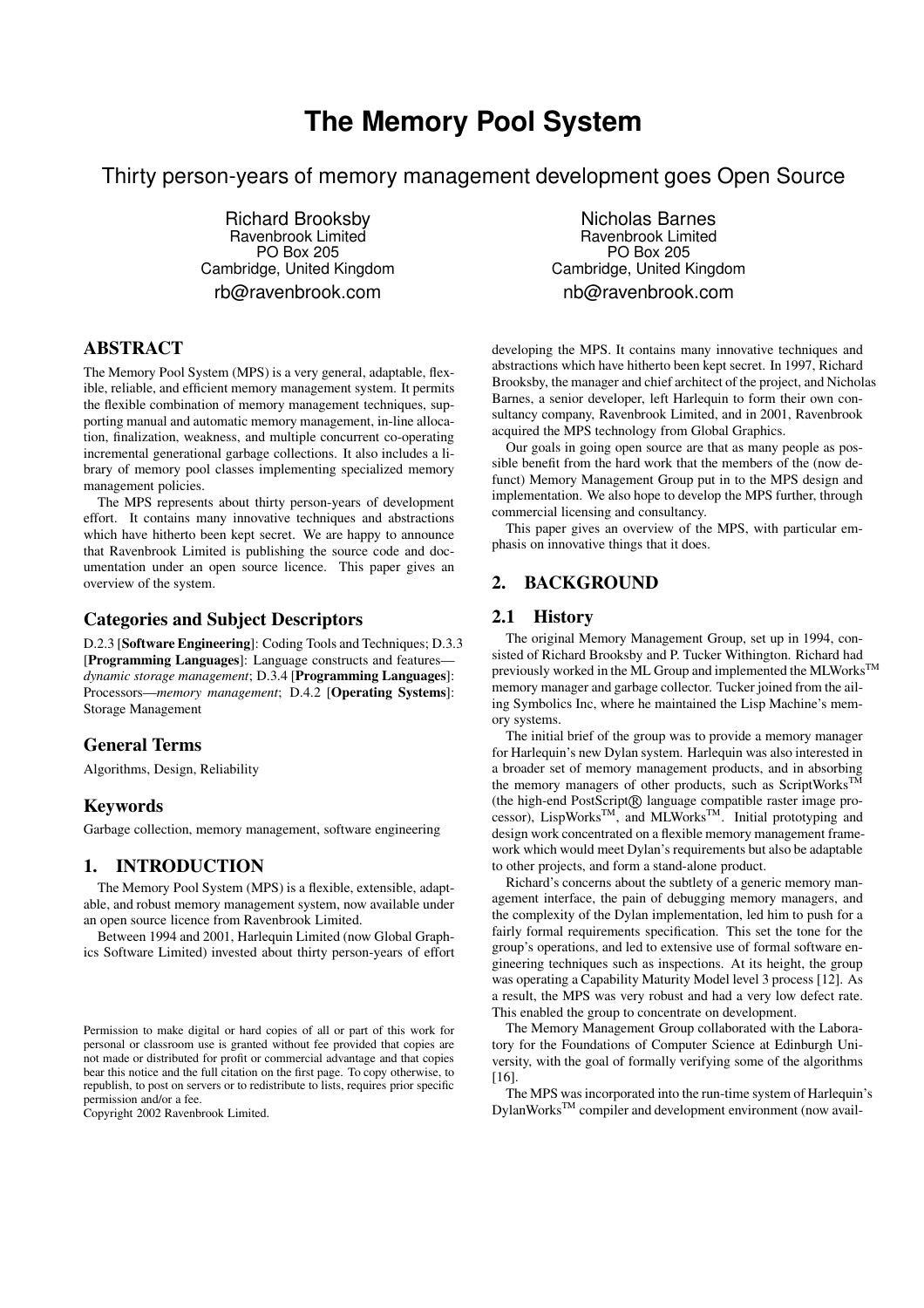# The Memory Pool System

Thirty person-years of memory management development goes Open Source

Richard Brooksby
Ravenbrook Limited
PO Box 205
Cambridge, United Kingdom
rb@ravenbrook.com

Nicholas Barnes
Ravenbrook Limited
PO Box 205
Cambridge, United Kingdom
nb@ravenbrook.com

## ABSTRACT

The Memory Pool System (MPS) is a very general, adaptable, flexible, reliable, and efficient memory management system. It permits the flexible combination of memory management techniques, supporting manual and automatic memory management, in-line allocation, finalization, weakness, and multiple concurrent co-operating incremental generational garbage collections. It also includes a library of memory pool classes implementing specialized memory management policies.

The MPS represents about thirty person-years of development effort. It contains many innovative techniques and abstractions which have hitherto been kept secret. We are happy to announce that Ravenbrook Limited is publishing the source code and documentation under an open source licence. This paper gives an overview of the system.

### Categories and Subject Descriptors

D.2.3 [**Software Engineering**]: Coding Tools and Techniques; D.3.3 [**Programming Languages**]: Language constructs and features—*dynamic storage management*; D.3.4 [**Programming Languages**]: Processors—*memory management*; D.4.2 [**Operating Systems**]: Storage Management

### General Terms

Algorithms, Design, Reliability

### Keywords

Garbage collection, memory management, software engineering

## 1. INTRODUCTION

The Memory Pool System (MPS) is a flexible, extensible, adaptable, and robust memory management system, now available under an open source licence from Ravenbrook Limited.

Between 1994 and 2001, Harlequin Limited (now Global Graphics Software Limited) invested about thirty person-years of effort developing the MPS. It contains many innovative techniques and abstractions which have hitherto been kept secret. In 1997, Richard Brooksby, the manager and chief architect of the project, and Nicholas Barnes, a senior developer, left Harlequin to form their own consultancy company, Ravenbrook Limited, and in 2001, Ravenbrook acquired the MPS technology from Global Graphics.

Our goals in going open source are that as many people as possible benefit from the hard work that the members of the (now defunct) Memory Management Group put in to the MPS design and implementation. We also hope to develop the MPS further, through commercial licensing and consultancy.

This paper gives an overview of the MPS, with particular emphasis on innovative things that it does.

## 2. BACKGROUND

### 2.1 History

The original Memory Management Group, set up in 1994, consisted of Richard Brooksby and P. Tucker Withington. Richard had previously worked in the ML Group and implemented the MLWorks™ memory manager and garbage collector. Tucker joined from the ailing Symbolics Inc, where he maintained the Lisp Machine's memory systems.

The initial brief of the group was to provide a memory manager for Harlequin's new Dylan system. Harlequin was also interested in a broader set of memory management products, and in absorbing the memory managers of other products, such as ScriptWorks™ (the high-end PostScript® language compatible raster image processor), LispWorks™, and MLWorks™. Initial prototyping and design work concentrated on a flexible memory management framework which would meet Dylan's requirements but also be adaptable to other projects, and form a stand-alone product.

Richard's concerns about the subtlety of a generic memory management interface, the pain of debugging memory managers, and the complexity of the Dylan implementation, led him to push for a fairly formal requirements specification. This set the tone for the group's operations, and led to extensive use of formal software engineering techniques such as inspections. At its height, the group was operating a Capability Maturity Model level 3 process [12]. As a result, the MPS was very robust and had a very low defect rate. This enabled the group to concentrate on development.

The Memory Management Group collaborated with the Laboratory for the Foundations of Computer Science at Edinburgh University, with the goal of formally verifying some of the algorithms [16].

The MPS was incorporated into the run-time system of Harlequin's DylanWorks™ compiler and development environment (now avail-

Permission to make digital or hard copies of all or part of this work for personal or classroom use is granted without fee provided that copies are not made or distributed for profit or commercial advantage and that copies bear this notice and the full citation on the first page. To copy otherwise, to republish, to post on servers or to redistribute to lists, requires prior specific permission and/or a fee.
Copyright 2002 Ravenbrook Limited.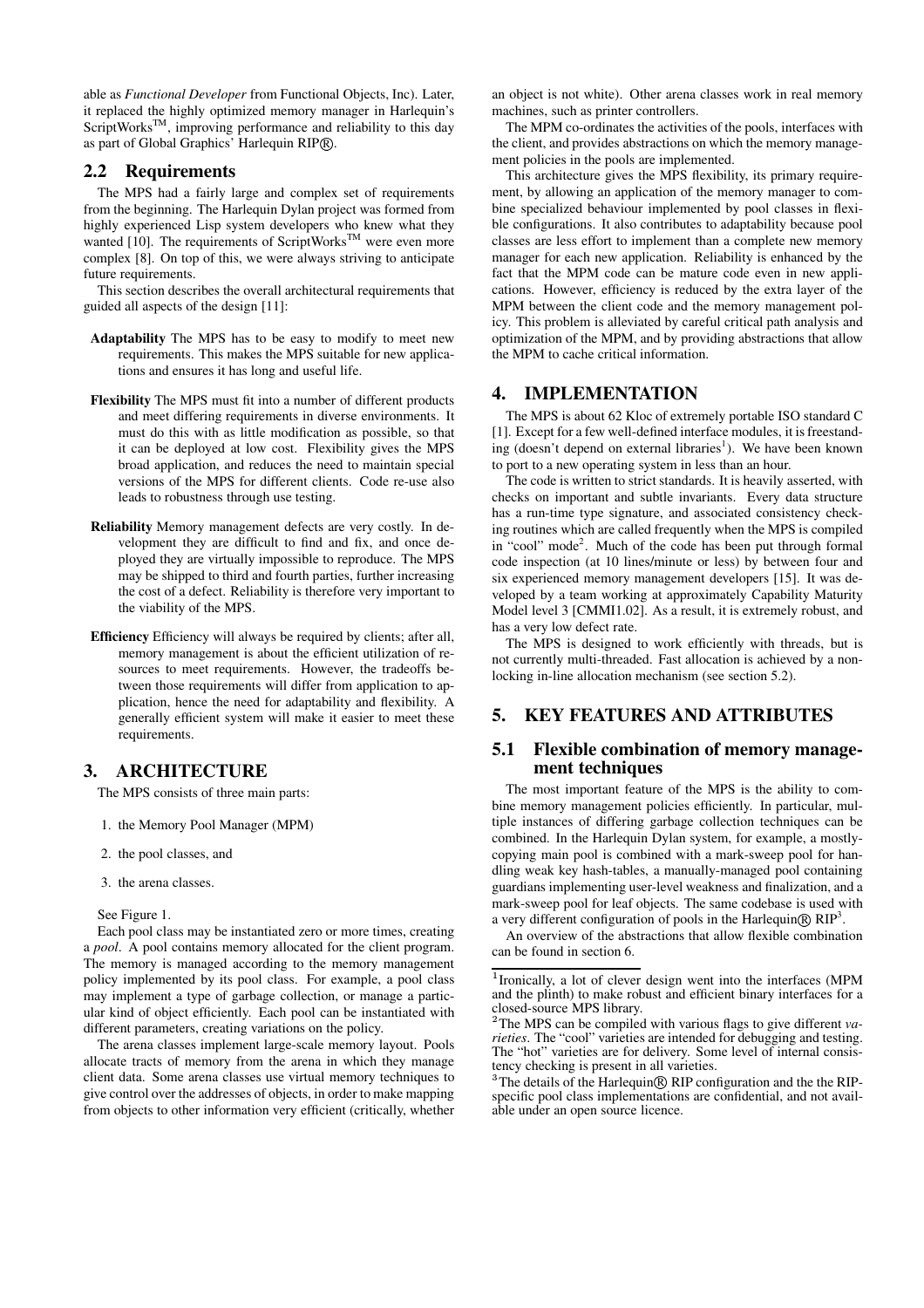able as *Functional Developer* from Functional Objects, Inc). Later, it replaced the highly optimized memory manager in Harlequin's ScriptWorks™, improving performance and reliability to this day as part of Global Graphics' Harlequin RIP®.

## 2.2 Requirements

The MPS had a fairly large and complex set of requirements from the beginning. The Harlequin Dylan project was formed from highly experienced Lisp system developers who knew what they wanted [10]. The requirements of ScriptWorks™ were even more complex [8]. On top of this, we were always striving to anticipate future requirements.

This section describes the overall architectural requirements that guided all aspects of the design [11]:

**Adaptability** The MPS has to be easy to modify to meet new requirements. This makes the MPS suitable for new applications and ensures it has long and useful life.

**Flexibility** The MPS must fit into a number of different products and meet differing requirements in diverse environments. It must do this with as little modification as possible, so that it can be deployed at low cost. Flexibility gives the MPS broad application, and reduces the need to maintain special versions of the MPS for different clients. Code re-use also leads to robustness through use testing.

**Reliability** Memory management defects are very costly. In development they are difficult to find and fix, and once deployed they are virtually impossible to reproduce. The MPS may be shipped to third and fourth parties, further increasing the cost of a defect. Reliability is therefore very important to the viability of the MPS.

**Efficiency** Efficiency will always be required by clients; after all, memory management is about the efficient utilization of resources to meet requirements. However, the tradeoffs between those requirements will differ from application to application, hence the need for adaptability and flexibility. A generally efficient system will make it easier to meet these requirements.

# 3. ARCHITECTURE

The MPS consists of three main parts:

1. the Memory Pool Manager (MPM)
2. the pool classes, and
3. the arena classes.

See Figure 1.

Each pool class may be instantiated zero or more times, creating a *pool*. A pool contains memory allocated for the client program. The memory is managed according to the memory management policy implemented by its pool class. For example, a pool class may implement a type of garbage collection, or manage a particular kind of object efficiently. Each pool can be instantiated with different parameters, creating variations on the policy.

The arena classes implement large-scale memory layout. Pools allocate tracts of memory from the arena in which they manage client data. Some arena classes use virtual memory techniques to give control over the addresses of objects, in order to make mapping from objects to other information very efficient (critically, whether an object is not white). Other arena classes work in real memory machines, such as printer controllers.

The MPM co-ordinates the activities of the pools, interfaces with the client, and provides abstractions on which the memory management policies in the pools are implemented.

This architecture gives the MPS flexibility, its primary requirement, by allowing an application of the memory manager to combine specialized behaviour implemented by pool classes in flexible configurations. It also contributes to adaptability because pool classes are less effort to implement than a complete new memory manager for each new application. Reliability is enhanced by the fact that the MPM code can be mature code even in new applications. However, efficiency is reduced by the extra layer of the MPM between the client code and the memory management policy. This problem is alleviated by careful critical path analysis and optimization of the MPM, and by providing abstractions that allow the MPM to cache critical information.

# 4. IMPLEMENTATION

The MPS is about 62 Kloc of extremely portable ISO standard C [1]. Except for a few well-defined interface modules, it is freestanding (doesn't depend on external libraries[1]). We have been known to port to a new operating system in less than an hour.

The code is written to strict standards. It is heavily asserted, with checks on important and subtle invariants. Every data structure has a run-time type signature, and associated consistency checking routines which are called frequently when the MPS is compiled in "cool" mode[2]. Much of the code has been put through formal code inspection (at 10 lines/minute or less) by between four and six experienced memory management developers [15]. It was developed by a team working at approximately Capability Maturity Model level 3 [CMMI1.02]. As a result, it is extremely robust, and has a very low defect rate.

The MPS is designed to work efficiently with threads, but is not currently multi-threaded. Fast allocation is achieved by a non-locking in-line allocation mechanism (see section 5.2).

# 5. KEY FEATURES AND ATTRIBUTES

## 5.1 Flexible combination of memory management techniques

The most important feature of the MPS is the ability to combine memory management policies efficiently. In particular, multiple instances of differing garbage collection techniques can be combined. In the Harlequin Dylan system, for example, a mostly-copying main pool is combined with a mark-sweep pool for handling weak key hash-tables, a manually-managed pool containing guardians implementing user-level weakness and finalization, and a mark-sweep pool for leaf objects. The same codebase is used with a very different configuration of pools in the Harlequin® RIP[3].

An overview of the abstractions that allow flexible combination can be found in section 6.

[1] Ironically, a lot of clever design went into the interfaces (MPM and the plinth) to make robust and efficient binary interfaces for a closed-source MPS library.

[2] The MPS can be compiled with various flags to give different *varieties*. The "cool" varieties are intended for debugging and testing. The "hot" varieties are for delivery. Some level of internal consistency checking is present in all varieties.

[3] The details of the Harlequin® RIP configuration and the the RIP-specific pool class implementations are confidential, and not available under an open source licence.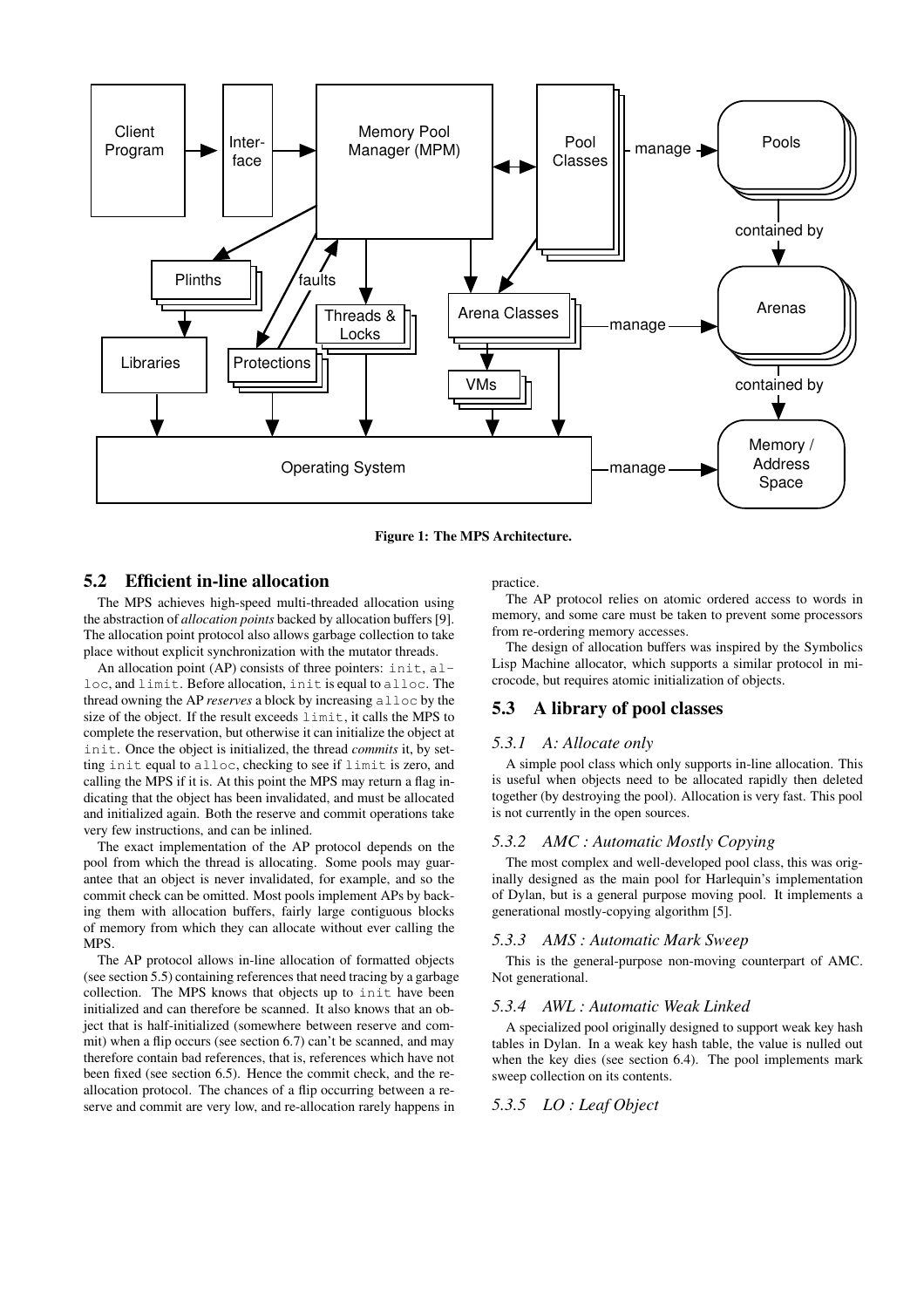Client Program

Interface

Memory Pool Manager (MPM)

Pool Classes

manage

Pools

contained by

Plinths

faults

Threads & Locks

Arena Classes

manage

Arenas

Libraries

Protections

VMs

contained by

Operating System

manage

Memory / Address Space

**Figure 1: The MPS Architecture.**

## 5.2 Efficient in-line allocation

The MPS achieves high-speed multi-threaded allocation using the abstraction of *allocation points* backed by allocation buffers [9]. The allocation point protocol also allows garbage collection to take place without explicit synchronization with the mutator threads.

An allocation point (AP) consists of three pointers: `init`, `alloc`, and `limit`. Before allocation, `init` is equal to `alloc`. The thread owning the AP *reserves* a block by increasing `alloc` by the size of the object. If the result exceeds `limit`, it calls the MPS to complete the reservation, but otherwise it can initialize the object at `init`. Once the object is initialized, the thread *commits* it, by setting `init` equal to `alloc`, checking to see if `limit` is zero, and calling the MPS if it is. At this point the MPS may return a flag indicating that the object has been invalidated, and must be allocated and initialized again. Both the reserve and commit operations take very few instructions, and can be inlined.

The exact implementation of the AP protocol depends on the pool from which the thread is allocating. Some pools may guarantee that an object is never invalidated, for example, and so the commit check can be omitted. Most pools implement APs by backing them with allocation buffers, fairly large contiguous blocks of memory from which they can allocate without ever calling the MPS.

The AP protocol allows in-line allocation of formatted objects (see section 5.5) containing references that need tracing by a garbage collection. The MPS knows that objects up to `init` have been initialized and can therefore be scanned. It also knows that an object that is half-initialized (somewhere between reserve and commit) when a flip occurs (see section 6.7) can't be scanned, and may therefore contain bad references, that is, references which have not been fixed (see section 6.5). Hence the commit check, and the reallocation protocol. The chances of a flip occurring between a reserve and commit are very low, and re-allocation rarely happens in practice.

The AP protocol relies on atomic ordered access to words in memory, and some care must be taken to prevent some processors from re-ordering memory accesses.

The design of allocation buffers was inspired by the Symbolics Lisp Machine allocator, which supports a similar protocol in microcode, but requires atomic initialization of objects.

## 5.3 A library of pool classes

### *5.3.1 A: Allocate only*

A simple pool class which only supports in-line allocation. This is useful when objects need to be allocated rapidly then deleted together (by destroying the pool). Allocation is very fast. This pool is not currently in the open sources.

### *5.3.2 AMC : Automatic Mostly Copying*

The most complex and well-developed pool class, this was originally designed as the main pool for Harlequin's implementation of Dylan, but is a general purpose moving pool. It implements a generational mostly-copying algorithm [5].

### *5.3.3 AMS : Automatic Mark Sweep*

This is the general-purpose non-moving counterpart of AMC. Not generational.

### *5.3.4 AWL : Automatic Weak Linked*

A specialized pool originally designed to support weak key hash tables in Dylan. In a weak key hash table, the value is nulled out when the key dies (see section 6.4). The pool implements mark sweep collection on its contents.

### *5.3.5 LO : Leaf Object*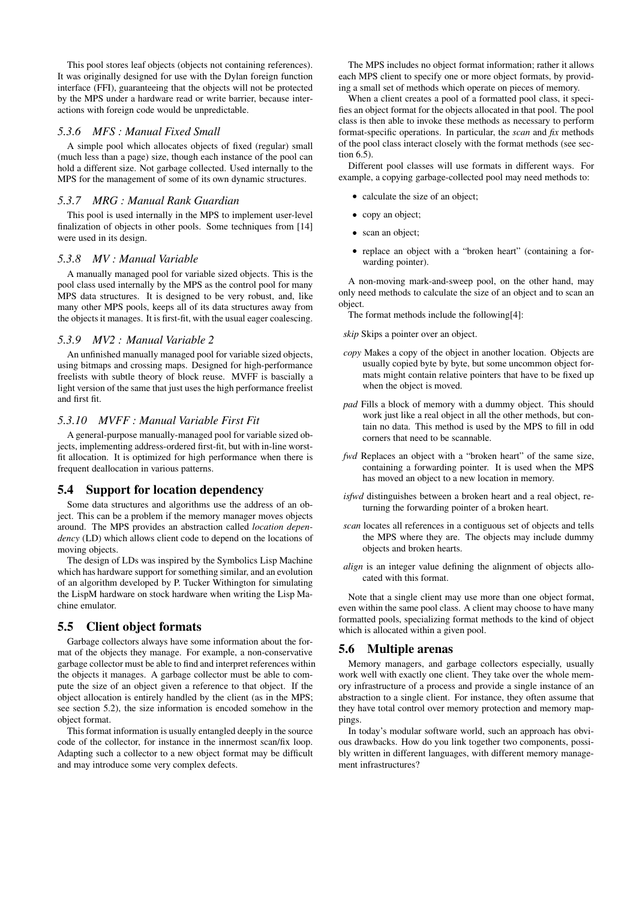This pool stores leaf objects (objects not containing references). It was originally designed for use with the Dylan foreign function interface (FFI), guaranteeing that the objects will not be protected by the MPS under a hardware read or write barrier, because interactions with foreign code would be unpredictable.

### 5.3.6 MFS : Manual Fixed Small

A simple pool which allocates objects of fixed (regular) small (much less than a page) size, though each instance of the pool can hold a different size. Not garbage collected. Used internally to the MPS for the management of some of its own dynamic structures.

### 5.3.7 MRG : Manual Rank Guardian

This pool is used internally in the MPS to implement user-level finalization of objects in other pools. Some techniques from [14] were used in its design.

### 5.3.8 MV : Manual Variable

A manually managed pool for variable sized objects. This is the pool class used internally by the MPS as the control pool for many MPS data structures. It is designed to be very robust, and, like many other MPS pools, keeps all of its data structures away from the objects it manages. It is first-fit, with the usual eager coalescing.

### 5.3.9 MV2 : Manual Variable 2

An unfinished manually managed pool for variable sized objects, using bitmaps and crossing maps. Designed for high-performance freelists with subtle theory of block reuse. MVFF is bascially a light version of the same that just uses the high performance freelist and first fit.

### 5.3.10 MVFF : Manual Variable First Fit

A general-purpose manually-managed pool for variable sized objects, implementing address-ordered first-fit, but with in-line worst-fit allocation. It is optimized for high performance when there is frequent deallocation in various patterns.

## 5.4 Support for location dependency

Some data structures and algorithms use the address of an object. This can be a problem if the memory manager moves objects around. The MPS provides an abstraction called *location dependency* (LD) which allows client code to depend on the locations of moving objects.

The design of LDs was inspired by the Symbolics Lisp Machine which has hardware support for something similar, and an evolution of an algorithm developed by P. Tucker Withington for simulating the LispM hardware on stock hardware when writing the Lisp Machine emulator.

## 5.5 Client object formats

Garbage collectors always have some information about the format of the objects they manage. For example, a non-conservative garbage collector must be able to find and interpret references within the objects it manages. A garbage collector must be able to compute the size of an object given a reference to that object. If the object allocation is entirely handled by the client (as in the MPS; see section 5.2), the size information is encoded somehow in the object format.

This format information is usually entangled deeply in the source code of the collector, for instance in the innermost scan/fix loop. Adapting such a collector to a new object format may be difficult and may introduce some very complex defects.

The MPS includes no object format information; rather it allows each MPS client to specify one or more object formats, by providing a small set of methods which operate on pieces of memory.

When a client creates a pool of a formatted pool class, it specifies an object format for the objects allocated in that pool. The pool class is then able to invoke these methods as necessary to perform format-specific operations. In particular, the *scan* and *fix* methods of the pool class interact closely with the format methods (see section 6.5).

Different pool classes will use formats in different ways. For example, a copying garbage-collected pool may need methods to:

- calculate the size of an object;
- copy an object;
- scan an object;
- replace an object with a "broken heart" (containing a forwarding pointer).

A non-moving mark-and-sweep pool, on the other hand, may only need methods to calculate the size of an object and to scan an object.

The format methods include the following[4]:

*skip* Skips a pointer over an object.

*copy* Makes a copy of the object in another location. Objects are usually copied byte by byte, but some uncommon object formats might contain relative pointers that have to be fixed up when the object is moved.

*pad* Fills a block of memory with a dummy object. This should work just like a real object in all the other methods, but contain no data. This method is used by the MPS to fill in odd corners that need to be scannable.

*fwd* Replaces an object with a "broken heart" of the same size, containing a forwarding pointer. It is used when the MPS has moved an object to a new location in memory.

*isfwd* distinguishes between a broken heart and a real object, returning the forwarding pointer of a broken heart.

*scan* locates all references in a contiguous set of objects and tells the MPS where they are. The objects may include dummy objects and broken hearts.

*align* is an integer value defining the alignment of objects allocated with this format.

Note that a single client may use more than one object format, even within the same pool class. A client may choose to have many formatted pools, specializing format methods to the kind of object which is allocated within a given pool.

## 5.6 Multiple arenas

Memory managers, and garbage collectors especially, usually work well with exactly one client. They take over the whole memory infrastructure of a process and provide a single instance of an abstraction to a single client. For instance, they often assume that they have total control over memory protection and memory mappings.

In today's modular software world, such an approach has obvious drawbacks. How do you link together two components, possibly written in different languages, with different memory management infrastructures?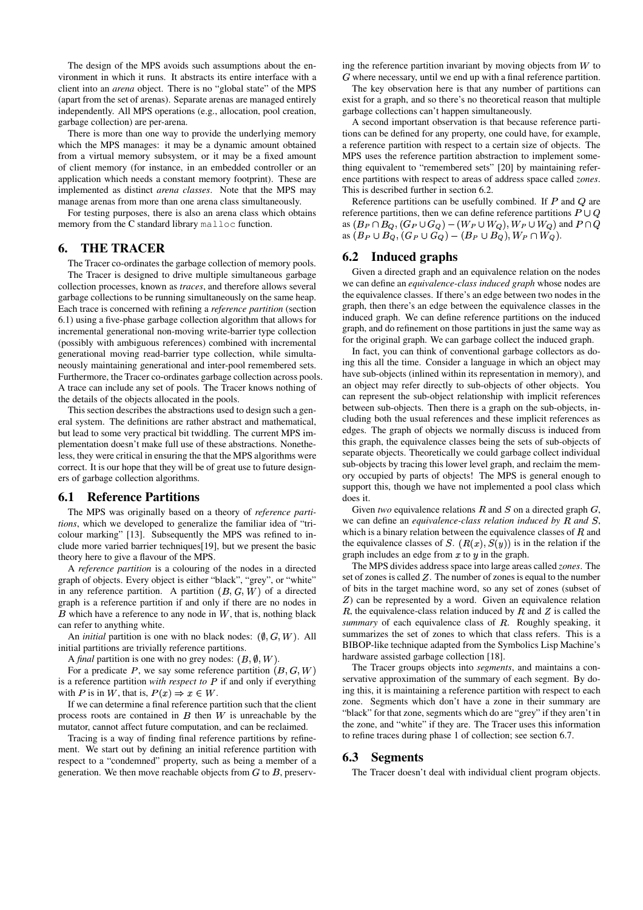The design of the MPS avoids such assumptions about the environment in which it runs. It abstracts its entire interface with a client into an *arena* object. There is no "global state" of the MPS (apart from the set of arenas). Separate arenas are managed entirely independently. All MPS operations (e.g., allocation, pool creation, garbage collection) are per-arena.

There is more than one way to provide the underlying memory which the MPS manages: it may be a dynamic amount obtained from a virtual memory subsystem, or it may be a fixed amount of client memory (for instance, in an embedded controller or an application which needs a constant memory footprint). These are implemented as distinct *arena classes*. Note that the MPS may manage arenas from more than one arena class simultaneously.

For testing purposes, there is also an arena class which obtains memory from the C standard library `malloc` function.

# 6. THE TRACER

The Tracer co-ordinates the garbage collection of memory pools.

The Tracer is designed to drive multiple simultaneous garbage collection processes, known as *traces*, and therefore allows several garbage collections to be running simultaneously on the same heap. Each trace is concerned with refining a *reference partition* (section 6.1) using a five-phase garbage collection algorithm that allows for incremental generational non-moving write-barrier type collection (possibly with ambiguous references) combined with incremental generational moving read-barrier type collection, while simultaneously maintaining generational and inter-pool remembered sets. Furthermore, the Tracer co-ordinates garbage collection across pools. A trace can include any set of pools. The Tracer knows nothing of the details of the objects allocated in the pools.

This section describes the abstractions used to design such a general system. The definitions are rather abstract and mathematical, but lead to some very practical bit twiddling. The current MPS implementation doesn't make full use of these abstractions. Nonetheless, they were critical in ensuring the that the MPS algorithms were correct. It is our hope that they will be of great use to future designers of garbage collection algorithms.

## 6.1 Reference Partitions

The MPS was originally based on a theory of *reference partitions*, which we developed to generalize the familiar idea of "tri-colour marking" [13]. Subsequently the MPS was refined to include more varied barrier techniques[19], but we present the basic theory here to give a flavour of the MPS.

A *reference partition* is a colouring of the nodes in a directed graph of objects. Every object is either "black", "grey", or "white" in any reference partition. A partition $(B, G, W)$ of a directed graph is a reference partition if and only if there are no nodes in $B$ which have a reference to any node in $W$, that is, nothing black can refer to anything white.

An *initial* partition is one with no black nodes: $(\emptyset, G, W)$. All initial partitions are trivially reference partitions.

A *final* partition is one with no grey nodes: $(B, \emptyset, W)$.

For a predicate $P$, we say some reference partition $(B, G, W)$ is a reference partition *with respect to* $P$ if and only if everything with $P$ is in $W$, that is, $P(x) \Rightarrow x \in W$.

If we can determine a final reference partition such that the client process roots are contained in $B$ then $W$ is unreachable by the mutator, cannot affect future computation, and can be reclaimed.

Tracing is a way of finding final reference partitions by refinement. We start out by defining an initial reference partition with respect to a "condemned" property, such as being a member of a generation. We then move reachable objects from $G$ to $B$, preserving the reference partition invariant by moving objects from $W$ to $G$ where necessary, until we end up with a final reference partition.

The key observation here is that any number of partitions can exist for a graph, and so there's no theoretical reason that multiple garbage collections can't happen simultaneously.

A second important observation is that because reference partitions can be defined for any property, one could have, for example, a reference partition with respect to a certain size of objects. The MPS uses the reference partition abstraction to implement something equivalent to "remembered sets" [20] by maintaining reference partitions with respect to areas of address space called *zones*. This is described further in section 6.2.

Reference partitions can be usefully combined. If $P$ and $Q$ are reference partitions, then we can define reference partitions $P \cup Q$ as $(B_P \cap B_Q, (G_P \cup G_Q) - (W_P \cup W_Q), W_P \cup W_Q)$ and $P \cap Q$ as $(B_P \cup B_Q, (G_P \cup G_Q) - (B_P \cup B_Q), W_P \cap W_Q)$.

## 6.2 Induced graphs

Given a directed graph and an equivalence relation on the nodes we can define an *equivalence-class induced graph* whose nodes are the equivalence classes. If there's an edge between two nodes in the graph, then there's an edge between the equivalence classes in the induced graph. We can define reference partitions on the induced graph, and do refinement on those partitions in just the same way as for the original graph. We can garbage collect the induced graph.

In fact, you can think of conventional garbage collectors as doing this all the time. Consider a language in which an object may have sub-objects (inlined within its representation in memory), and an object may refer directly to sub-objects of other objects. You can represent the sub-object relationship with implicit references between sub-objects. Then there is a graph on the sub-objects, including both the usual references and these implicit references as edges. The graph of objects we normally discuss is induced from this graph, the equivalence classes being the sets of sub-objects of separate objects. Theoretically we could garbage collect individual sub-objects by tracing this lower level graph, and reclaim the memory occupied by parts of objects! The MPS is general enough to support this, though we have not implemented a pool class which does it.

Given *two* equivalence relations $R$ and $S$ on a directed graph $G$, we can define an *equivalence-class relation induced by* $R$ *and* $S$, which is a binary relation between the equivalence classes of $R$ and the equivalence classes of $S$. $(R(x), S(y))$ is in the relation if the graph includes an edge from $x$ to $y$ in the graph.

The MPS divides address space into large areas called *zones*. The set of zones is called $Z$. The number of zones is equal to the number of bits in the target machine word, so any set of zones (subset of $Z$) can be represented by a word. Given an equivalence relation $R$, the equivalence-class relation induced by $R$ and $Z$ is called the *summary* of each equivalence class of $R$. Roughly speaking, it summarizes the set of zones to which that class refers. This is a BIBOP-like technique adapted from the Symbolics Lisp Machine's hardware assisted garbage collection [18].

The Tracer groups objects into *segments*, and maintains a conservative approximation of the summary of each segment. By doing this, it is maintaining a reference partition with respect to each zone. Segments which don't have a zone in their summary are "black" for that zone, segments which do are "grey" if they aren't in the zone, and "white" if they are. The Tracer uses this information to refine traces during phase 1 of collection; see section 6.7.

## 6.3 Segments

The Tracer doesn't deal with individual client program objects.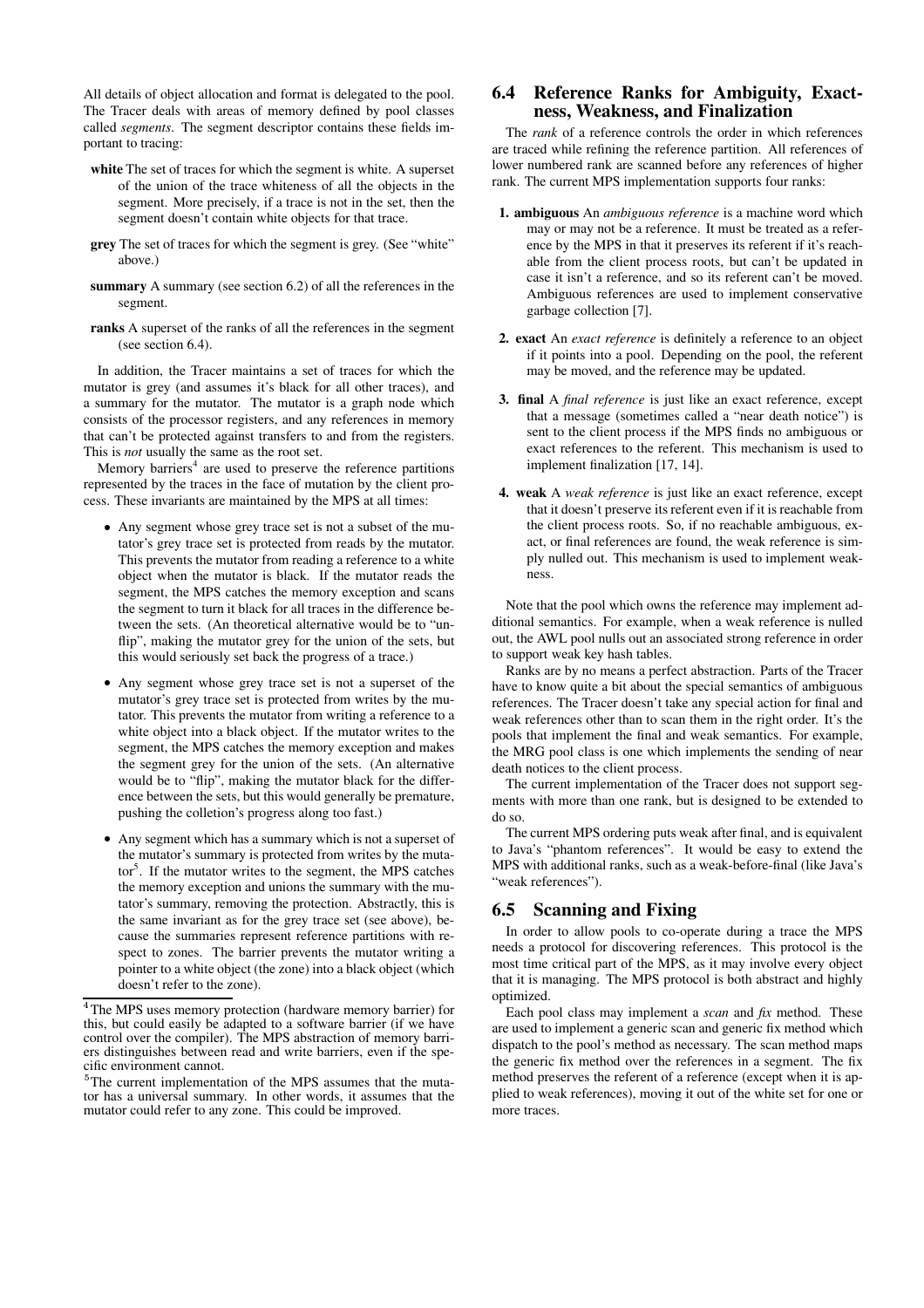All details of object allocation and format is delegated to the pool. The Tracer deals with areas of memory defined by pool classes called *segments*. The segment descriptor contains these fields important to tracing:

- **white** The set of traces for which the segment is white. A superset of the union of the trace whiteness of all the objects in the segment. More precisely, if a trace is not in the set, then the segment doesn't contain white objects for that trace.
- **grey** The set of traces for which the segment is grey. (See "white" above.)
- **summary** A summary (see section 6.2) of all the references in the segment.
- **ranks** A superset of the ranks of all the references in the segment (see section 6.4).

In addition, the Tracer maintains a set of traces for which the mutator is grey (and assumes it's black for all other traces), and a summary for the mutator. The mutator is a graph node which consists of the processor registers, and any references in memory that can't be protected against transfers to and from the registers. This is *not* usually the same as the root set.

Memory barriers[4] are used to preserve the reference partitions represented by the traces in the face of mutation by the client process. These invariants are maintained by the MPS at all times:

- Any segment whose grey trace set is not a subset of the mutator's grey trace set is protected from reads by the mutator. This prevents the mutator from reading a reference to a white object when the mutator is black. If the mutator reads the segment, the MPS catches the memory exception and scans the segment to turn it black for all traces in the difference between the sets. (An theoretical alternative would be to "unflip", making the mutator grey for the union of the sets, but this would seriously set back the progress of a trace.)
- Any segment whose grey trace set is not a superset of the mutator's grey trace set is protected from writes by the mutator. This prevents the mutator from writing a reference to a white object into a black object. If the mutator writes to the segment, the MPS catches the memory exception and makes the segment grey for the union of the sets. (An alternative would be to "flip", making the mutator black for the difference between the sets, but this would generally be premature, pushing the colletion's progress along too fast.)
- Any segment which has a summary which is not a superset of the mutator's summary is protected from writes by the mutator[5]. If the mutator writes to the segment, the MPS catches the memory exception and unions the summary with the mutator's summary, removing the protection. Abstractly, this is the same invariant as for the grey trace set (see above), because the summaries represent reference partitions with respect to zones. The barrier prevents the mutator writing a pointer to a white object (the zone) into a black object (which doesn't refer to the zone).

[4] The MPS uses memory protection (hardware memory barrier) for this, but could easily be adapted to a software barrier (if we have control over the compiler). The MPS abstraction of memory barriers distinguishes between read and write barriers, even if the specific environment cannot.

[5] The current implementation of the MPS assumes that the mutator has a universal summary. In other words, it assumes that the mutator could refer to any zone. This could be improved.

## 6.4 Reference Ranks for Ambiguity, Exactness, Weakness, and Finalization

The *rank* of a reference controls the order in which references are traced while refining the reference partition. All references of lower numbered rank are scanned before any references of higher rank. The current MPS implementation supports four ranks:

1. **ambiguous** An *ambiguous reference* is a machine word which may or may not be a reference. It must be treated as a reference by the MPS in that it preserves its referent if it's reachable from the client process roots, but can't be updated in case it isn't a reference, and so its referent can't be moved. Ambiguous references are used to implement conservative garbage collection [7].
2. **exact** An *exact reference* is definitely a reference to an object if it points into a pool. Depending on the pool, the referent may be moved, and the reference may be updated.
3. **final** A *final reference* is just like an exact reference, except that a message (sometimes called a "near death notice") is sent to the client process if the MPS finds no ambiguous or exact references to the referent. This mechanism is used to implement finalization [17, 14].
4. **weak** A *weak reference* is just like an exact reference, except that it doesn't preserve its referent even if it is reachable from the client process roots. So, if no reachable ambiguous, exact, or final references are found, the weak reference is simply nulled out. This mechanism is used to implement weakness.

Note that the pool which owns the reference may implement additional semantics. For example, when a weak reference is nulled out, the AWL pool nulls out an associated strong reference in order to support weak key hash tables.

Ranks are by no means a perfect abstraction. Parts of the Tracer have to know quite a bit about the special semantics of ambiguous references. The Tracer doesn't take any special action for final and weak references other than to scan them in the right order. It's the pools that implement the final and weak semantics. For example, the MRG pool class is one which implements the sending of near death notices to the client process.

The current implementation of the Tracer does not support segments with more than one rank, but is designed to be extended to do so.

The current MPS ordering puts weak after final, and is equivalent to Java's "phantom references". It would be easy to extend the MPS with additional ranks, such as a weak-before-final (like Java's "weak references").

## 6.5 Scanning and Fixing

In order to allow pools to co-operate during a trace the MPS needs a protocol for discovering references. This protocol is the most time critical part of the MPS, as it may involve every object that it is managing. The MPS protocol is both abstract and highly optimized.

Each pool class may implement a *scan* and *fix* method. These are used to implement a generic scan and generic fix method which dispatch to the pool's method as necessary. The scan method maps the generic fix method over the references in a segment. The fix method preserves the referent of a reference (except when it is applied to weak references), moving it out of the white set for one or more traces.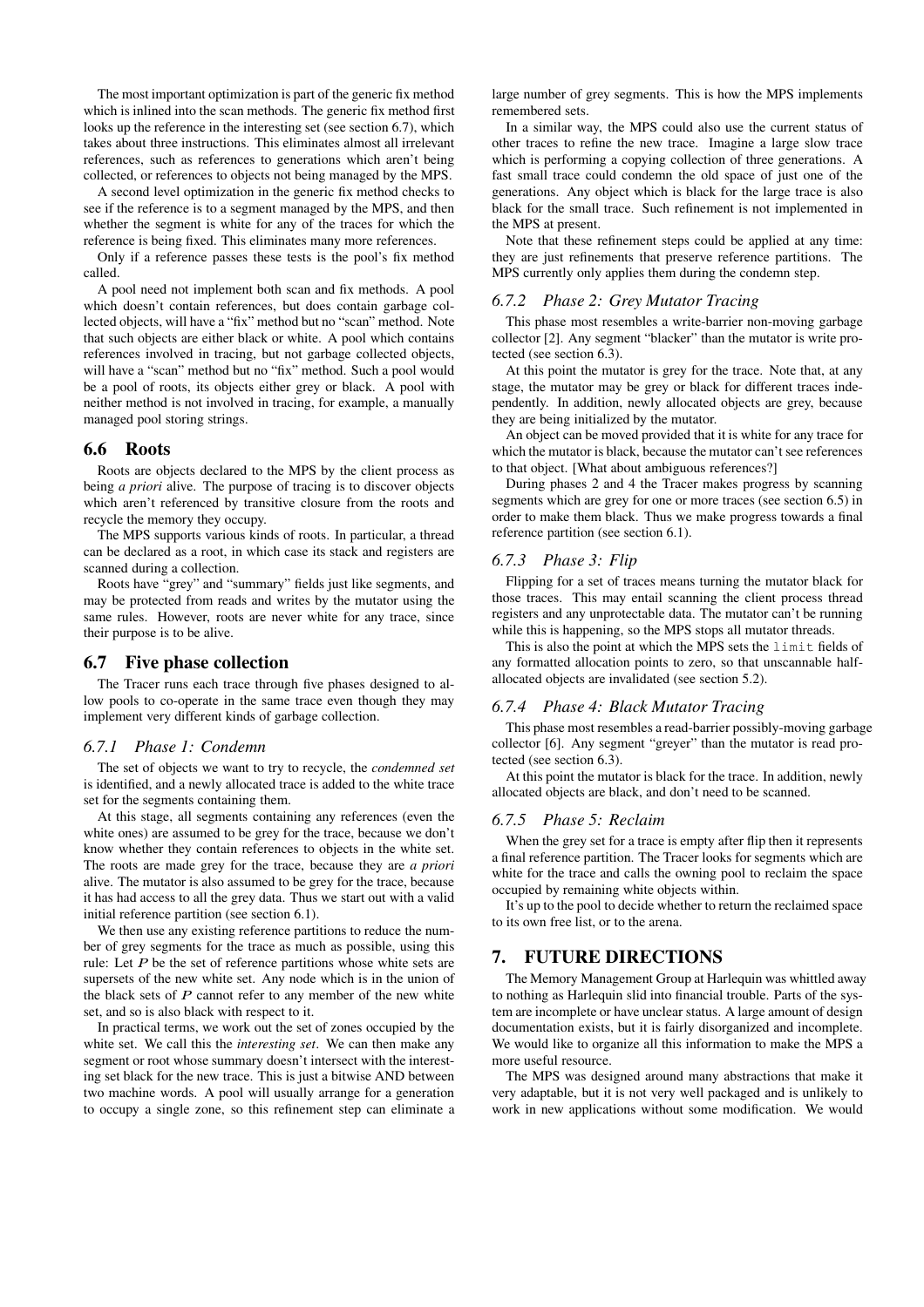The most important optimization is part of the generic fix method which is inlined into the scan methods. The generic fix method first looks up the reference in the interesting set (see section 6.7), which takes about three instructions. This eliminates almost all irrelevant references, such as references to generations which aren't being collected, or references to objects not being managed by the MPS.

A second level optimization in the generic fix method checks to see if the reference is to a segment managed by the MPS, and then whether the segment is white for any of the traces for which the reference is being fixed. This eliminates many more references.

Only if a reference passes these tests is the pool's fix method called.

A pool need not implement both scan and fix methods. A pool which doesn't contain references, but does contain garbage collected objects, will have a "fix" method but no "scan" method. Note that such objects are either black or white. A pool which contains references involved in tracing, but not garbage collected objects, will have a "scan" method but no "fix" method. Such a pool would be a pool of roots, its objects either grey or black. A pool with neither method is not involved in tracing, for example, a manually managed pool storing strings.

## 6.6 Roots

Roots are objects declared to the MPS by the client process as being *a priori* alive. The purpose of tracing is to discover objects which aren't referenced by transitive closure from the roots and recycle the memory they occupy.

The MPS supports various kinds of roots. In particular, a thread can be declared as a root, in which case its stack and registers are scanned during a collection.

Roots have "grey" and "summary" fields just like segments, and may be protected from reads and writes by the mutator using the same rules. However, roots are never white for any trace, since their purpose is to be alive.

## 6.7 Five phase collection

The Tracer runs each trace through five phases designed to allow pools to co-operate in the same trace even though they may implement very different kinds of garbage collection.

### *6.7.1 Phase 1: Condemn*

The set of objects we want to try to recycle, the *condemned set* is identified, and a newly allocated trace is added to the white trace set for the segments containing them.

At this stage, all segments containing any references (even the white ones) are assumed to be grey for the trace, because we don't know whether they contain references to objects in the white set. The roots are made grey for the trace, because they are *a priori* alive. The mutator is also assumed to be grey for the trace, because it has had access to all the grey data. Thus we start out with a valid initial reference partition (see section 6.1).

We then use any existing reference partitions to reduce the number of grey segments for the trace as much as possible, using this rule: Let $P$ be the set of reference partitions whose white sets are supersets of the new white set. Any node which is in the union of the black sets of $P$ cannot refer to any member of the new white set, and so is also black with respect to it.

In practical terms, we work out the set of zones occupied by the white set. We call this the *interesting set*. We can then make any segment or root whose summary doesn't intersect with the interesting set black for the new trace. This is just a bitwise AND between two machine words. A pool will usually arrange for a generation to occupy a single zone, so this refinement step can eliminate a large number of grey segments. This is how the MPS implements remembered sets.

In a similar way, the MPS could also use the current status of other traces to refine the new trace. Imagine a large slow trace which is performing a copying collection of three generations. A fast small trace could condemn the old space of just one of the generations. Any object which is black for the large trace is also black for the small trace. Such refinement is not implemented in the MPS at present.

Note that these refinement steps could be applied at any time: they are just refinements that preserve reference partitions. The MPS currently only applies them during the condemn step.

### *6.7.2 Phase 2: Grey Mutator Tracing*

This phase most resembles a write-barrier non-moving garbage collector [2]. Any segment "blacker" than the mutator is write protected (see section 6.3).

At this point the mutator is grey for the trace. Note that, at any stage, the mutator may be grey or black for different traces independently. In addition, newly allocated objects are grey, because they are being initialized by the mutator.

An object can be moved provided that it is white for any trace for which the mutator is black, because the mutator can't see references to that object. [What about ambiguous references?]

During phases 2 and 4 the Tracer makes progress by scanning segments which are grey for one or more traces (see section 6.5) in order to make them black. Thus we make progress towards a final reference partition (see section 6.1).

### *6.7.3 Phase 3: Flip*

Flipping for a set of traces means turning the mutator black for those traces. This may entail scanning the client process thread registers and any unprotectable data. The mutator can't be running while this is happening, so the MPS stops all mutator threads.

This is also the point at which the MPS sets the `limit` fields of any formatted allocation points to zero, so that unscannable half-allocated objects are invalidated (see section 5.2).

### *6.7.4 Phase 4: Black Mutator Tracing*

This phase most resembles a read-barrier possibly-moving garbage collector [6]. Any segment "greyer" than the mutator is read protected (see section 6.3).

At this point the mutator is black for the trace. In addition, newly allocated objects are black, and don't need to be scanned.

### *6.7.5 Phase 5: Reclaim*

When the grey set for a trace is empty after flip then it represents a final reference partition. The Tracer looks for segments which are white for the trace and calls the owning pool to reclaim the space occupied by remaining white objects within.

It's up to the pool to decide whether to return the reclaimed space to its own free list, or to the arena.

# 7. FUTURE DIRECTIONS

The Memory Management Group at Harlequin was whittled away to nothing as Harlequin slid into financial trouble. Parts of the system are incomplete or have unclear status. A large amount of design documentation exists, but it is fairly disorganized and incomplete. We would like to organize all this information to make the MPS a more useful resource.

The MPS was designed around many abstractions that make it very adaptable, but it is not very well packaged and is unlikely to work in new applications without some modification. We would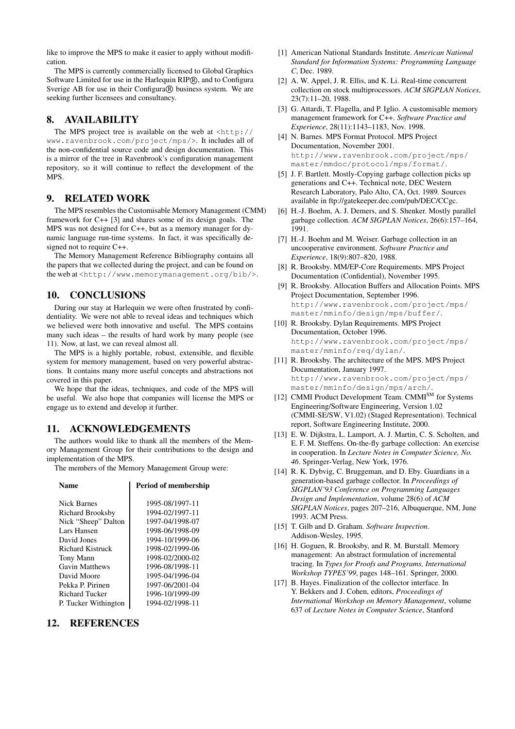like to improve the MPS to make it easier to apply without modification.

The MPS is currently commercially licensed to Global Graphics Software Limited for use in the Harlequin RIP®, and to Configura Sverige AB for use in their Configura® business system. We are seeking further licensees and consultancy.

## 8. AVAILABILITY

The MPS project tree is available on the web at <http://www.ravenbrook.com/project/mps/>. It includes all of the non-confidential source code and design documentation. This is a mirror of the tree in Ravenbrook's configuration management repository, so it will continue to reflect the development of the MPS.

## 9. RELATED WORK

The MPS resembles the Customisable Memory Management (CMM) framework for C++ [3] and shares some of its design goals. The MPS was not designed for C++, but as a memory manager for dynamic language run-time systems. In fact, it was specifically designed not to require C++.

The Memory Management Reference Bibliography contains all the papers that we collected during the project, and can be found on the web at <http://www.memorymanagement.org/bib/>.

## 10. CONCLUSIONS

During our stay at Harlequin we were often frustrated by confidentiality. We were not able to reveal ideas and techniques which we believed were both innovative and useful. The MPS contains many such ideas – the results of hard work by many people (see 11). Now, at last, we can reveal almost all.

The MPS is a highly portable, robust, extensible, and flexible system for memory management, based on very powerful abstractions. It contains many more useful concepts and abstractions not covered in this paper.

We hope that the ideas, techniques, and code of the MPS will be useful. We also hope that companies will license the MPS or engage us to extend and develop it further.

## 11. ACKNOWLEDGEMENTS

The authors would like to thank all the members of the Memory Management Group for their contributions to the design and implementation of the MPS.

The members of the Memory Management Group were:

| Name | Period of membership |
|---|---|
| Nick Barnes | 1995-08/1997-11 |
| Richard Brooksby | 1994-02/1997-11 |
| Nick "Sheep" Dalton | 1997-04/1998-07 |
| Lars Hansen | 1998-06/1998-09 |
| David Jones | 1994-10/1999-06 |
| Richard Kistruck | 1998-02/1999-06 |
| Tony Mann | 1998-02/2000-02 |
| Gavin Matthews | 1996-08/1998-11 |
| David Moore | 1995-04/1996-04 |
| Pekka P. Pirinen | 1997-06/2001-04 |
| Richard Tucker | 1996-10/1999-09 |
| P. Tucker Withington | 1994-02/1998-11 |

## 12. REFERENCES

[1] American National Standards Institute. *American National Standard for Information Systems: Programming Language C*, Dec. 1989.

[2] A. W. Appel, J. R. Ellis, and K. Li. Real-time concurrent collection on stock multiprocessors. *ACM SIGPLAN Notices*, 23(7):11–20, 1988.

[3] G. Attardi, T. Flagella, and P. Iglio. A customisable memory management framework for C++. *Software Practice and Experience*, 28(11):1143–1183, Nov. 1998.

[4] N. Barnes. MPS Format Protocol. MPS Project Documentation, November 2001. http://www.ravenbrook.com/project/mps/master/mmdoc/protocol/mps/format/.

[5] J. F. Bartlett. Mostly-Copying garbage collection picks up generations and C++. Technical note, DEC Western Research Laboratory, Palo Alto, CA, Oct. 1989. Sources available in ftp://gatekeeper.dec.com/pub/DEC/CCgc.

[6] H.-J. Boehm, A. J. Demers, and S. Shenker. Mostly parallel garbage collection. *ACM SIGPLAN Notices*, 26(6):157–164, 1991.

[7] H.-J. Boehm and M. Weiser. Garbage collection in an uncooperative environment. *Software Practice and Experience*, 18(9):807–820, 1988.

[8] R. Brooksby. MM/EP-Core Requirements. MPS Project Documentation (Confidential), November 1995.

[9] R. Brooksby. Allocation Buffers and Allocation Points. MPS Project Documentation, September 1996. http://www.ravenbrook.com/project/mps/master/mminfo/design/mps/buffer/.

[10] R. Brooksby. Dylan Requirements. MPS Project Documentation, October 1996. http://www.ravenbrook.com/project/mps/master/mminfo/req/dylan/.

[11] R. Brooksby. The architecture of the MPS. MPS Project Documentation, January 1997. http://www.ravenbrook.com/project/mps/master/mminfo/design/mps/arch/.

[12] CMMI Product Development Team. CMMI[SM] for Systems Engineering/Software Engineering, Version 1.02 (CMMI-SE/SW, V1.02) (Staged Representation). Technical report, Software Engineering Institute, 2000.

[13] E. W. Dijkstra, L. Lamport, A. J. Martin, C. S. Scholten, and E. F. M. Steffens. On-the-fly garbage collection: An exercise in cooperation. In *Lecture Notes in Computer Science, No. 46*. Springer-Verlag, New York, 1976.

[14] R. K. Dybvig, C. Bruggeman, and D. Eby. Guardians in a generation-based garbage collector. In *Proceedings of SIGPLAN'93 Conference on Programming Languages Design and Implementation*, volume 28(6) of *ACM SIGPLAN Notices*, pages 207–216, Albuquerque, NM, June 1993. ACM Press.

[15] T. Gilb and D. Graham. *Software Inspection*. Addison-Wesley, 1995.

[16] H. Goguen, R. Brooksby, and R. M. Burstall. Memory management: An abstract formulation of incremental tracing. In *Types for Proofs and Programs, International Workshop TYPES'99*, pages 148–161. Springer, 2000.

[17] B. Hayes. Finalization of the collector interface. In Y. Bekkers and J. Cohen, editors, *Proceedings of International Workshop on Memory Management*, volume 637 of *Lecture Notes in Computer Science*, Stanford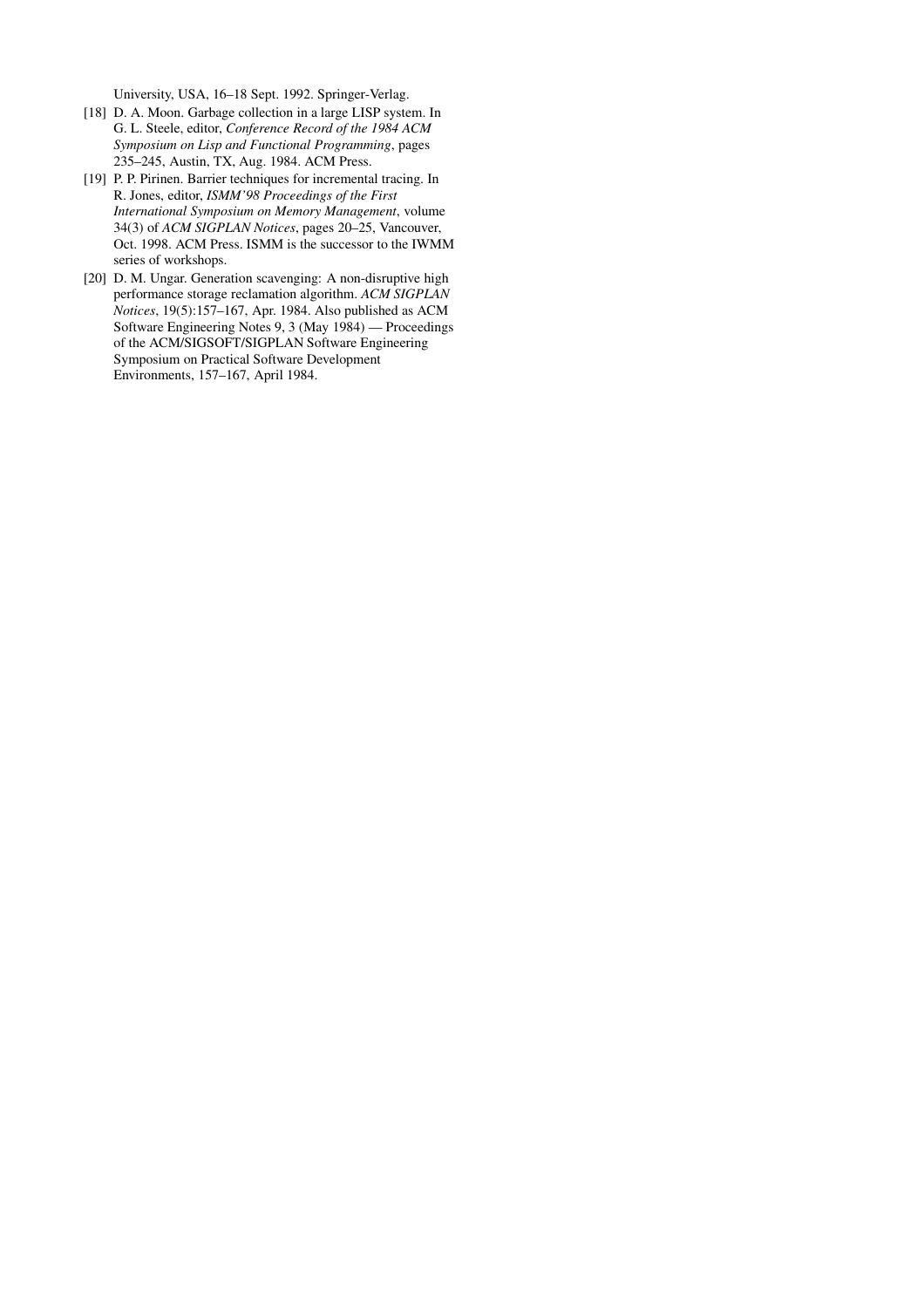University, USA, 16–18 Sept. 1992. Springer-Verlag.

[18] D. A. Moon. Garbage collection in a large LISP system. In G. L. Steele, editor, *Conference Record of the 1984 ACM Symposium on Lisp and Functional Programming*, pages 235–245, Austin, TX, Aug. 1984. ACM Press.

[19] P. P. Pirinen. Barrier techniques for incremental tracing. In R. Jones, editor, *ISMM'98 Proceedings of the First International Symposium on Memory Management*, volume 34(3) of *ACM SIGPLAN Notices*, pages 20–25, Vancouver, Oct. 1998. ACM Press. ISMM is the successor to the IWMM series of workshops.

[20] D. M. Ungar. Generation scavenging: A non-disruptive high performance storage reclamation algorithm. *ACM SIGPLAN Notices*, 19(5):157–167, Apr. 1984. Also published as ACM Software Engineering Notes 9, 3 (May 1984) — Proceedings of the ACM/SIGSOFT/SIGPLAN Software Engineering Symposium on Practical Software Development Environments, 157–167, April 1984.